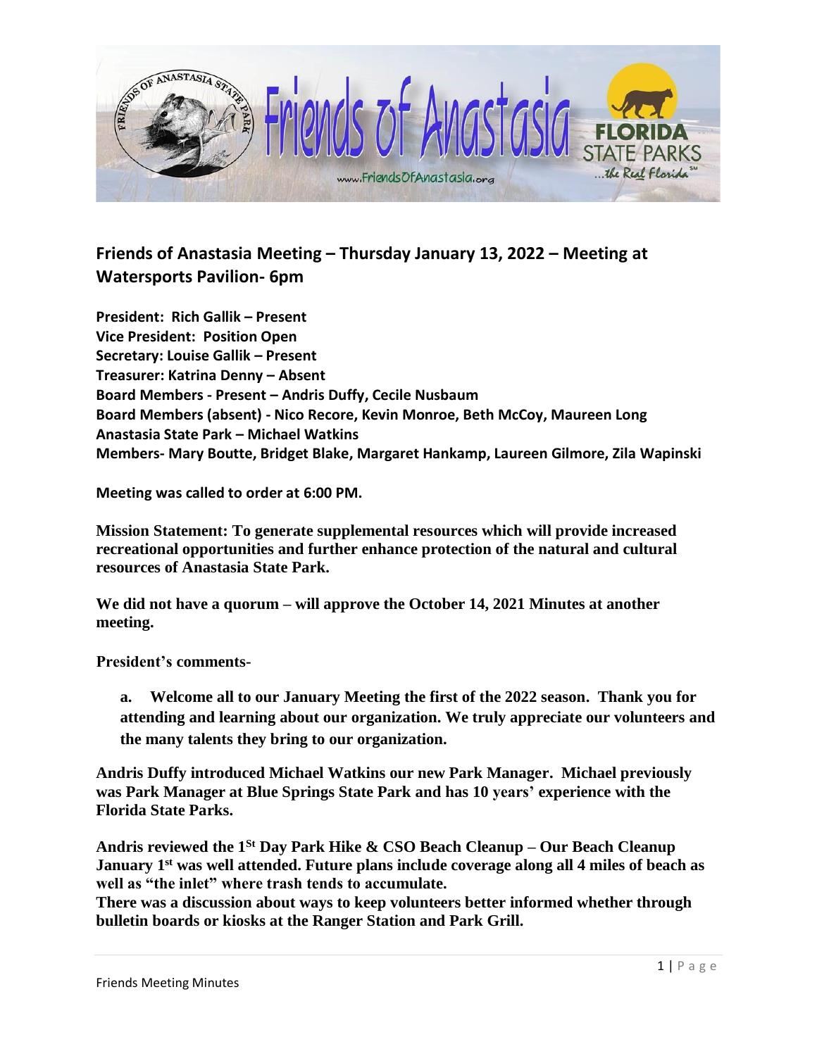## Friends of Anastasia Meeting – Thursday January 13, 2022 – Meeting at Watersports Pavilion- 6pm

**President: Rich Gallik – Present**
**Vice President: Position Open**
**Secretary: Louise Gallik – Present**
**Treasurer: Katrina Denny – Absent**
**Board Members - Present – Andris Duffy, Cecile Nusbaum**
**Board Members (absent) - Nico Recore, Kevin Monroe, Beth McCoy, Maureen Long**
**Anastasia State Park – Michael Watkins**
**Members- Mary Boutte, Bridget Blake, Margaret Hankamp, Laureen Gilmore, Zila Wapinski**

**Meeting was called to order at 6:00 PM.**

**Mission Statement: To generate supplemental resources which will provide increased recreational opportunities and further enhance protection of the natural and cultural resources of Anastasia State Park.**

**We did not have a quorum – will approve the October 14, 2021 Minutes at another meeting.**

**President's comments-**

**a. Welcome all to our January Meeting the first of the 2022 season. Thank you for attending and learning about our organization. We truly appreciate our volunteers and the many talents they bring to our organization.**

**Andris Duffy introduced Michael Watkins our new Park Manager. Michael previously was Park Manager at Blue Springs State Park and has 10 years' experience with the Florida State Parks.**

**Andris reviewed the 1st Day Park Hike & CSO Beach Cleanup – Our Beach Cleanup January 1st was well attended. Future plans include coverage along all 4 miles of beach as well as "the inlet" where trash tends to accumulate.**
**There was a discussion about ways to keep volunteers better informed whether through bulletin boards or kiosks at the Ranger Station and Park Grill.**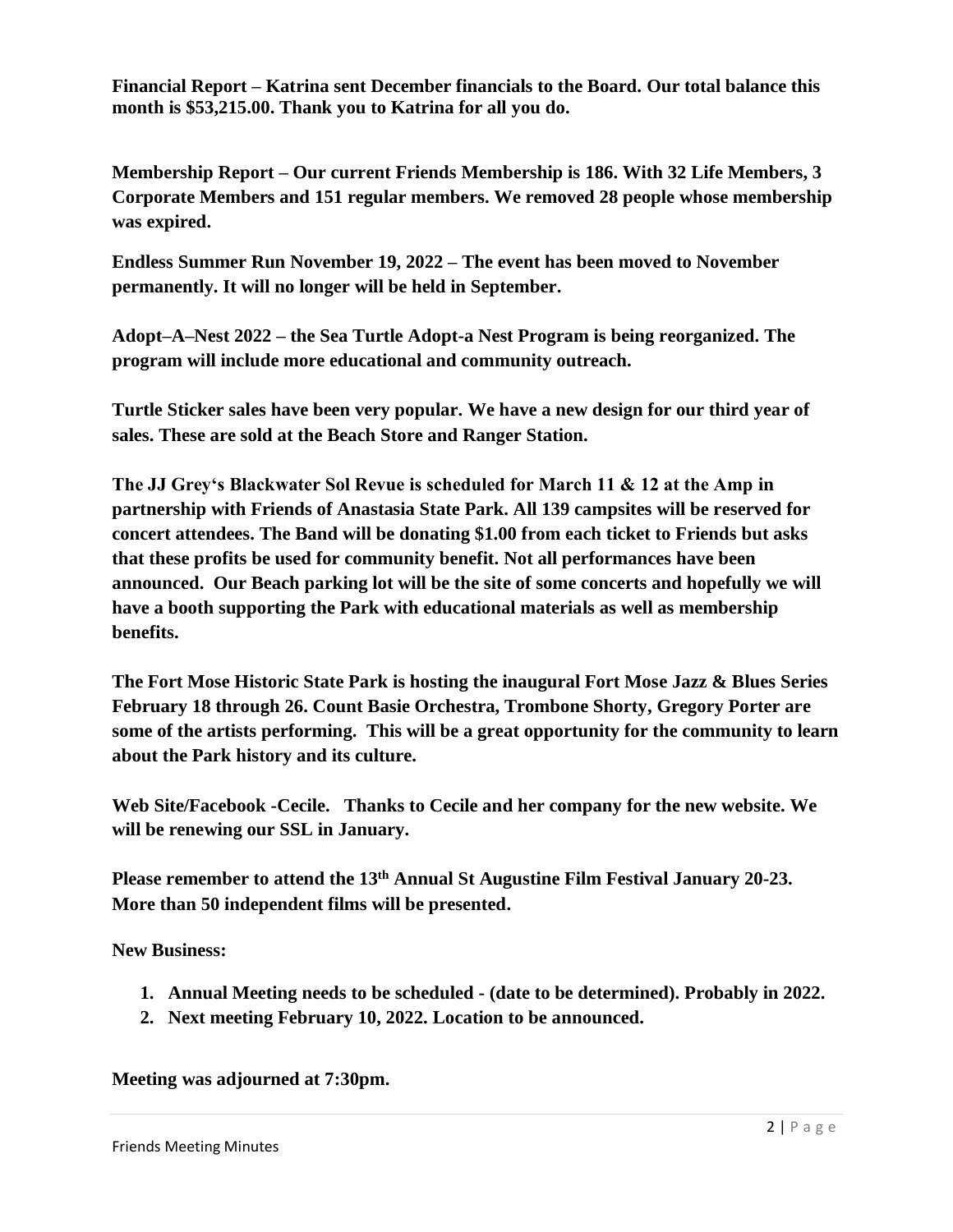**Financial Report – Katrina sent December financials to the Board. Our total balance this month is $53,215.00. Thank you to Katrina for all you do.**

**Membership Report – Our current Friends Membership is 186. With 32 Life Members, 3 Corporate Members and 151 regular members. We removed 28 people whose membership was expired.**

**Endless Summer Run November 19, 2022 – The event has been moved to November permanently. It will no longer will be held in September.**

**Adopt–A–Nest 2022 – the Sea Turtle Adopt-a Nest Program is being reorganized. The program will include more educational and community outreach.**

**Turtle Sticker sales have been very popular. We have a new design for our third year of sales. These are sold at the Beach Store and Ranger Station.**

**The JJ Grey's Blackwater Sol Revue is scheduled for March 11 & 12 at the Amp in partnership with Friends of Anastasia State Park. All 139 campsites will be reserved for concert attendees. The Band will be donating $1.00 from each ticket to Friends but asks that these profits be used for community benefit. Not all performances have been announced. Our Beach parking lot will be the site of some concerts and hopefully we will have a booth supporting the Park with educational materials as well as membership benefits.**

**The Fort Mose Historic State Park is hosting the inaugural Fort Mose Jazz & Blues Series February 18 through 26. Count Basie Orchestra, Trombone Shorty, Gregory Porter are some of the artists performing. This will be a great opportunity for the community to learn about the Park history and its culture.**

**Web Site/Facebook -Cecile. Thanks to Cecile and her company for the new website. We will be renewing our SSL in January.**

**Please remember to attend the 13th Annual St Augustine Film Festival January 20-23. More than 50 independent films will be presented.**

**New Business:**

1. **Annual Meeting needs to be scheduled - (date to be determined). Probably in 2022.**
2. **Next meeting February 10, 2022. Location to be announced.**

**Meeting was adjourned at 7:30pm.**